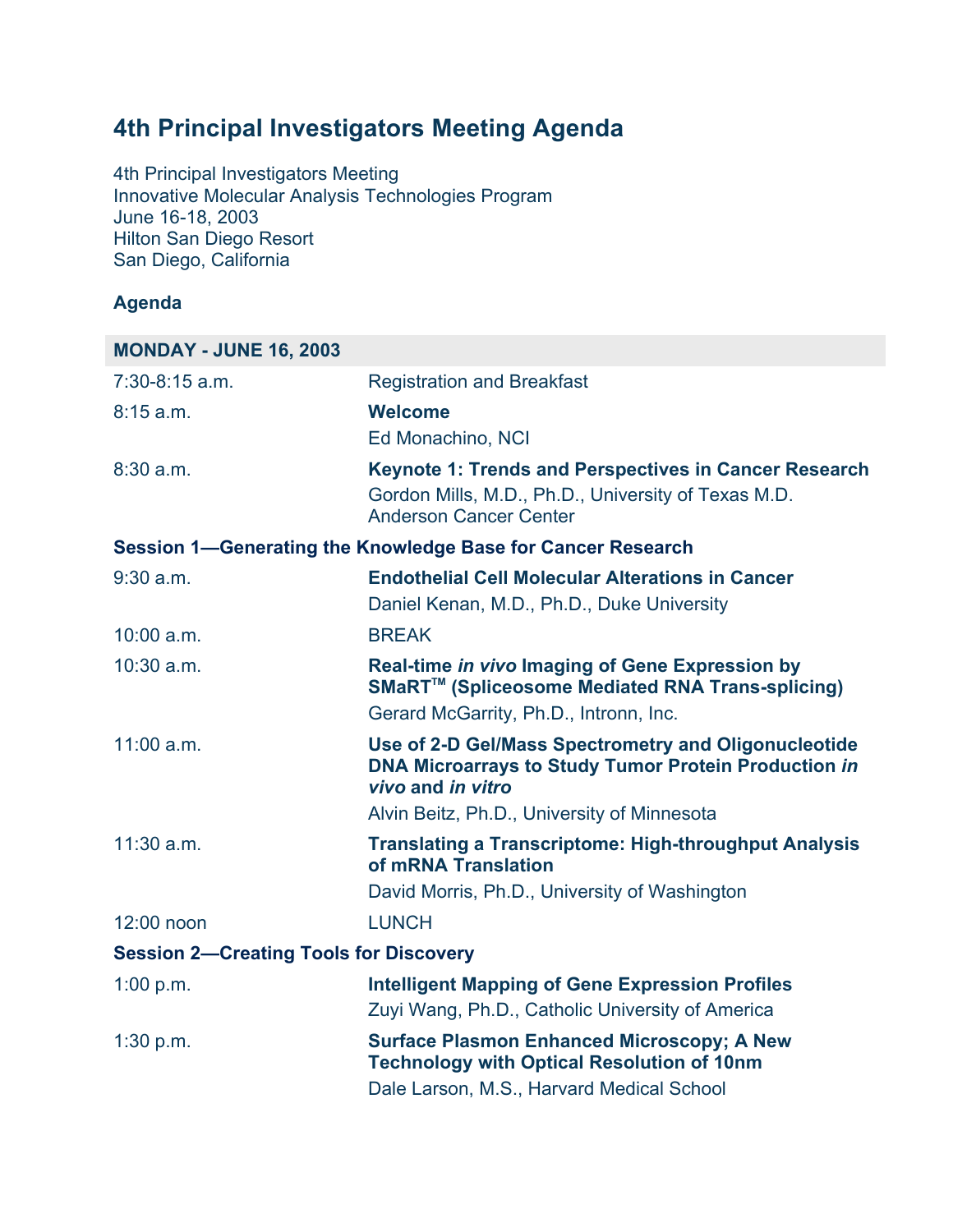# 4th Principal Investigators Meeting Agenda

4th Principal Investigators Meeting
Innovative Molecular Analysis Technologies Program
June 16-18, 2003
Hilton San Diego Resort
San Diego, California

**Agenda**

| **MONDAY - JUNE 16, 2003** | |
|---|---|
| 7:30-8:15 a.m. | Registration and Breakfast |
| 8:15 a.m. | **Welcome**<br>Ed Monachino, NCI |
| 8:30 a.m. | **Keynote 1: Trends and Perspectives in Cancer Research**<br>Gordon Mills, M.D., Ph.D., University of Texas M.D. Anderson Cancer Center |
| **Session 1—Generating the Knowledge Base for Cancer Research** | |
| 9:30 a.m. | **Endothelial Cell Molecular Alterations in Cancer**<br>Daniel Kenan, M.D., Ph.D., Duke University |
| 10:00 a.m. | BREAK |
| 10:30 a.m. | **Real-time *in vivo* Imaging of Gene Expression by SMaRT™ (Spliceosome Mediated RNA Trans-splicing)**<br>Gerard McGarrity, Ph.D., Intronn, Inc. |
| 11:00 a.m. | **Use of 2-D Gel/Mass Spectrometry and Oligonucleotide DNA Microarrays to Study Tumor Protein Production *in vivo* and *in vitro***<br>Alvin Beitz, Ph.D., University of Minnesota |
| 11:30 a.m. | **Translating a Transcriptome: High-throughput Analysis of mRNA Translation**<br>David Morris, Ph.D., University of Washington |
| 12:00 noon | LUNCH |
| **Session 2—Creating Tools for Discovery** | |
| 1:00 p.m. | **Intelligent Mapping of Gene Expression Profiles**<br>Zuyi Wang, Ph.D., Catholic University of America |
| 1:30 p.m. | **Surface Plasmon Enhanced Microscopy; A New Technology with Optical Resolution of 10nm**<br>Dale Larson, M.S., Harvard Medical School |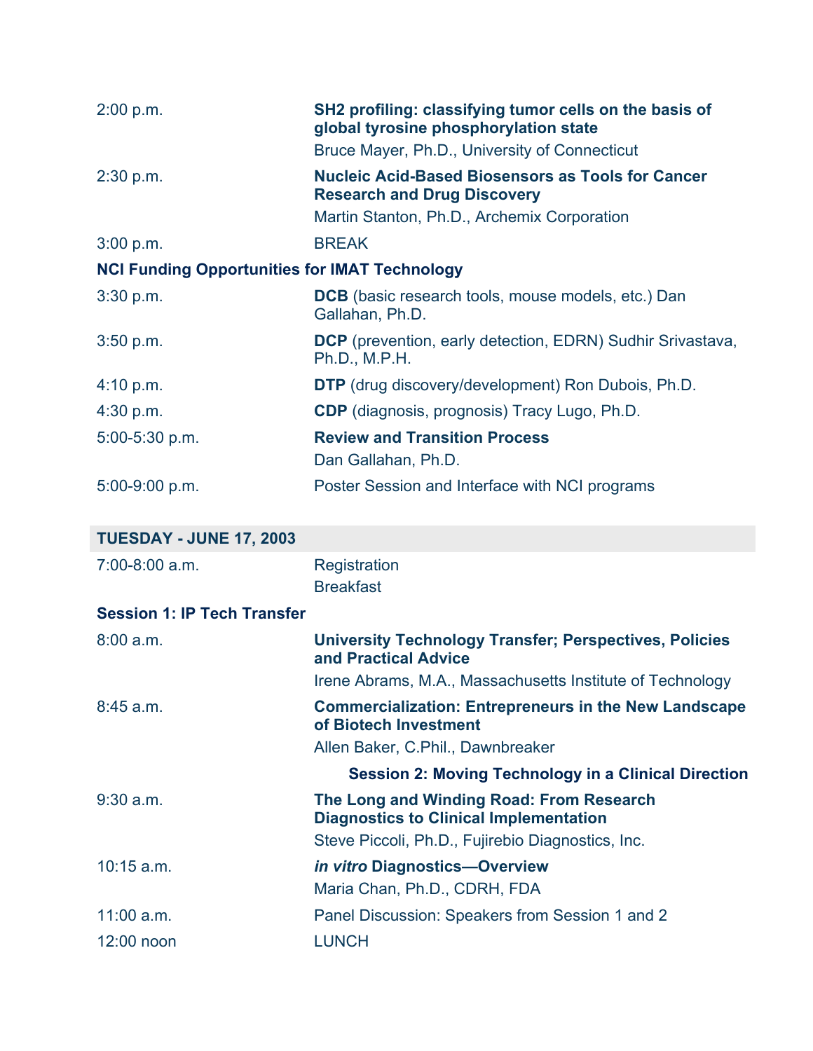| | |
|---|---|
| 2:00 p.m. | **SH2 profiling: classifying tumor cells on the basis of global tyrosine phosphorylation state**<br>Bruce Mayer, Ph.D., University of Connecticut |
| 2:30 p.m. | **Nucleic Acid-Based Biosensors as Tools for Cancer Research and Drug Discovery**<br>Martin Stanton, Ph.D., Archemix Corporation |
| 3:00 p.m. | BREAK |

**NCI Funding Opportunities for IMAT Technology**

| | |
|---|---|
| 3:30 p.m. | **DCB** (basic research tools, mouse models, etc.) Dan Gallahan, Ph.D. |
| 3:50 p.m. | **DCP** (prevention, early detection, EDRN) Sudhir Srivastava, Ph.D., M.P.H. |
| 4:10 p.m. | **DTP** (drug discovery/development) Ron Dubois, Ph.D. |
| 4:30 p.m. | **CDP** (diagnosis, prognosis) Tracy Lugo, Ph.D. |
| 5:00-5:30 p.m. | **Review and Transition Process**<br>Dan Gallahan, Ph.D. |
| 5:00-9:00 p.m. | Poster Session and Interface with NCI programs |

## TUESDAY - JUNE 17, 2003

| | |
|---|---|
| 7:00-8:00 a.m. | Registration<br>Breakfast |

**Session 1: IP Tech Transfer**

| | |
|---|---|
| 8:00 a.m. | **University Technology Transfer; Perspectives, Policies and Practical Advice**<br>Irene Abrams, M.A., Massachusetts Institute of Technology |
| 8:45 a.m. | **Commercialization: Entrepreneurs in the New Landscape of Biotech Investment**<br>Allen Baker, C.Phil., Dawnbreaker |

**Session 2: Moving Technology in a Clinical Direction**

| | |
|---|---|
| 9:30 a.m. | **The Long and Winding Road: From Research Diagnostics to Clinical Implementation**<br>Steve Piccoli, Ph.D., Fujirebio Diagnostics, Inc. |
| 10:15 a.m. | ***in vitro* Diagnostics—Overview**<br>Maria Chan, Ph.D., CDRH, FDA |
| 11:00 a.m. | Panel Discussion: Speakers from Session 1 and 2 |
| 12:00 noon | LUNCH |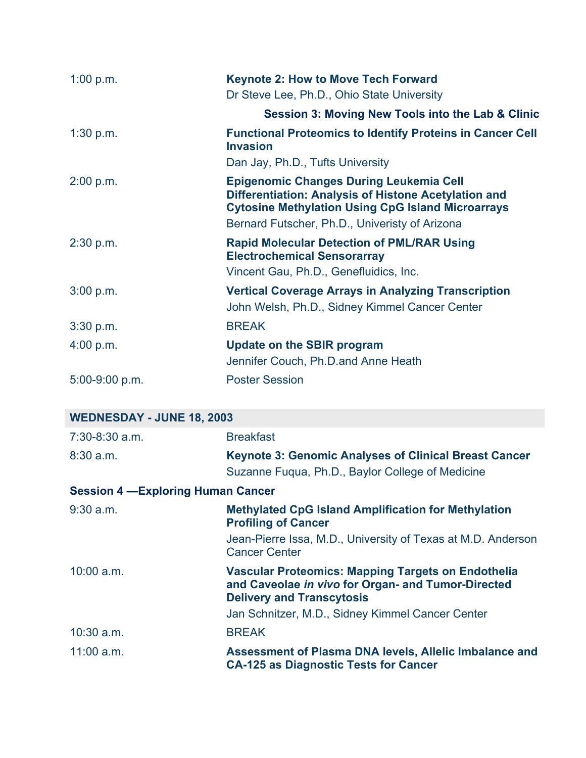| | |
|---|---|
| 1:00 p.m. | **Keynote 2: How to Move Tech Forward**<br>Dr Steve Lee, Ph.D., Ohio State University |
| | **Session 3: Moving New Tools into the Lab & Clinic** |
| 1:30 p.m. | **Functional Proteomics to Identify Proteins in Cancer Cell Invasion**<br>Dan Jay, Ph.D., Tufts University |
| 2:00 p.m. | **Epigenomic Changes During Leukemia Cell Differentiation: Analysis of Histone Acetylation and Cytosine Methylation Using CpG Island Microarrays**<br>Bernard Futscher, Ph.D., Univeristy of Arizona |
| 2:30 p.m. | **Rapid Molecular Detection of PML/RAR Using Electrochemical Sensorarray**<br>Vincent Gau, Ph.D., Genefluidics, Inc. |
| 3:00 p.m. | **Vertical Coverage Arrays in Analyzing Transcription**<br>John Welsh, Ph.D., Sidney Kimmel Cancer Center |
| 3:30 p.m. | BREAK |
| 4:00 p.m. | **Update on the SBIR program**<br>Jennifer Couch, Ph.D.and Anne Heath |
| 5:00-9:00 p.m. | Poster Session |

## WEDNESDAY - JUNE 18, 2003

| | |
|---|---|
| 7:30-8:30 a.m. | Breakfast |
| 8:30 a.m. | **Keynote 3: Genomic Analyses of Clinical Breast Cancer**<br>Suzanne Fuqua, Ph.D., Baylor College of Medicine |
| **Session 4 —Exploring Human Cancer** | |
| 9:30 a.m. | **Methylated CpG Island Amplification for Methylation Profiling of Cancer**<br>Jean-Pierre Issa, M.D., University of Texas at M.D. Anderson Cancer Center |
| 10:00 a.m. | **Vascular Proteomics: Mapping Targets on Endothelia and Caveolae *in vivo* for Organ- and Tumor-Directed Delivery and Transcytosis**<br>Jan Schnitzer, M.D., Sidney Kimmel Cancer Center |
| 10:30 a.m. | BREAK |
| 11:00 a.m. | **Assessment of Plasma DNA levels, Allelic Imbalance and CA-125 as Diagnostic Tests for Cancer** |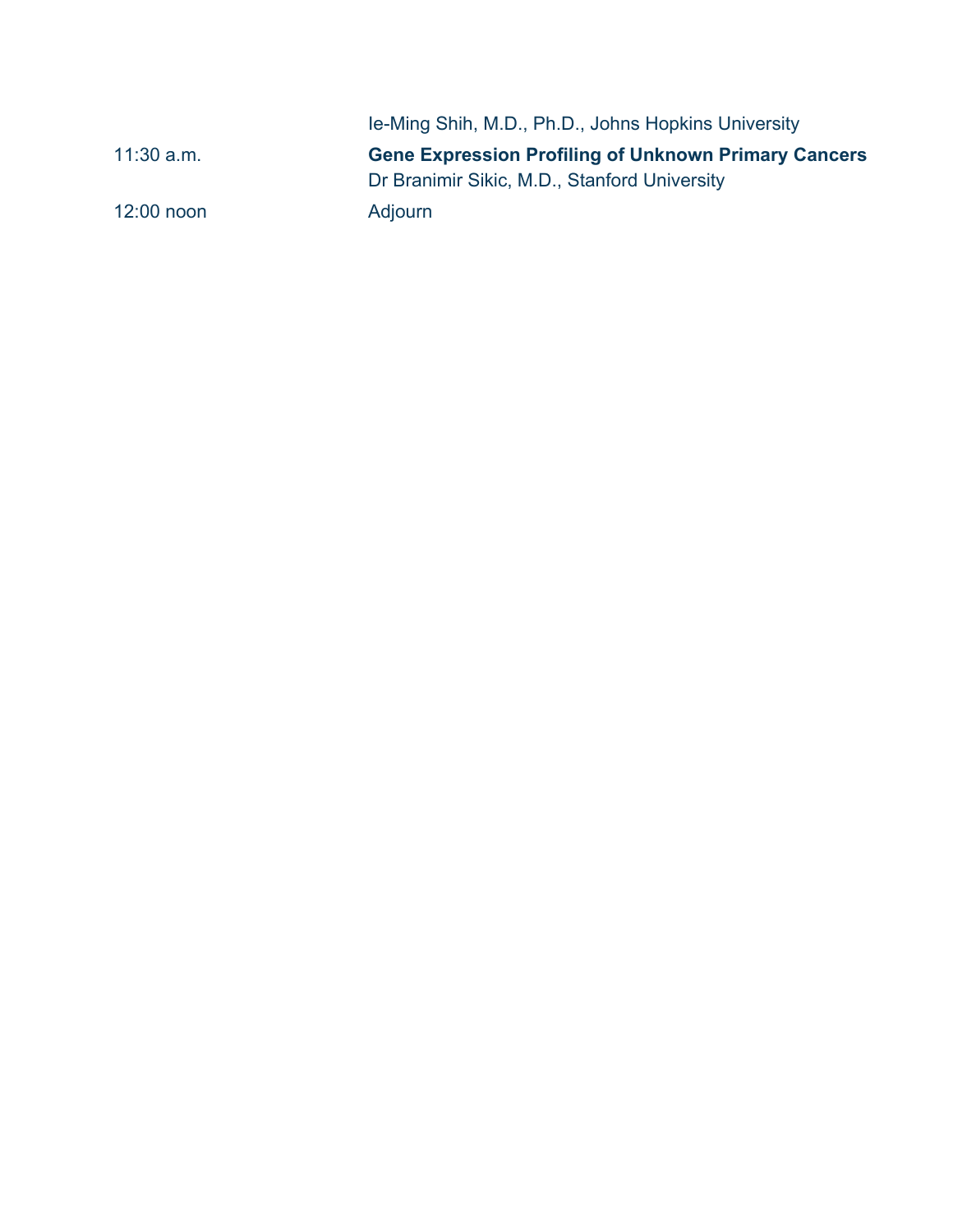| | |
|---|---|
| | Ie-Ming Shih, M.D., Ph.D., Johns Hopkins University |
| 11:30 a.m. | **Gene Expression Profiling of Unknown Primary Cancers**<br>Dr Branimir Sikic, M.D., Stanford University |
| 12:00 noon | Adjourn |